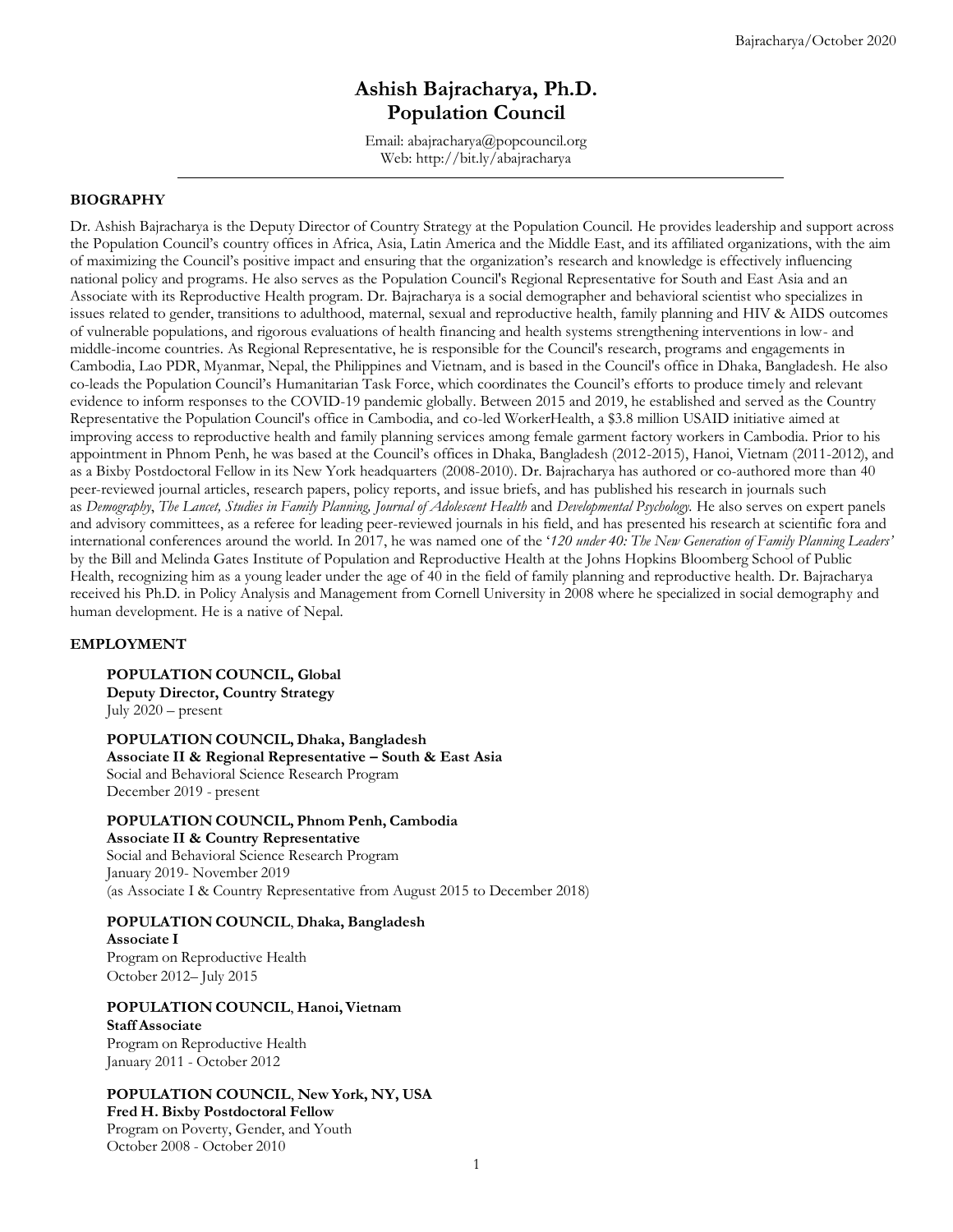# Ashish Bajracharya, Ph.D.
# Population Council

Email: abajracharya@popcouncil.org
Web: http://bit.ly/abajracharya

---

## BIOGRAPHY

Dr. Ashish Bajracharya is the Deputy Director of Country Strategy at the Population Council. He provides leadership and support across the Population Council's country offices in Africa, Asia, Latin America and the Middle East, and its affiliated organizations, with the aim of maximizing the Council's positive impact and ensuring that the organization's research and knowledge is effectively influencing national policy and programs. He also serves as the Population Council's Regional Representative for South and East Asia and an Associate with its Reproductive Health program. Dr. Bajracharya is a social demographer and behavioral scientist who specializes in issues related to gender, transitions to adulthood, maternal, sexual and reproductive health, family planning and HIV & AIDS outcomes of vulnerable populations, and rigorous evaluations of health financing and health systems strengthening interventions in low- and middle-income countries. As Regional Representative, he is responsible for the Council's research, programs and engagements in Cambodia, Lao PDR, Myanmar, Nepal, the Philippines and Vietnam, and is based in the Council's office in Dhaka, Bangladesh. He also co-leads the Population Council's Humanitarian Task Force, which coordinates the Council's efforts to produce timely and relevant evidence to inform responses to the COVID-19 pandemic globally. Between 2015 and 2019, he established and served as the Country Representative the Population Council's office in Cambodia, and co-led WorkerHealth, a $3.8 million USAID initiative aimed at improving access to reproductive health and family planning services among female garment factory workers in Cambodia. Prior to his appointment in Phnom Penh, he was based at the Council's offices in Dhaka, Bangladesh (2012-2015), Hanoi, Vietnam (2011-2012), and as a Bixby Postdoctoral Fellow in its New York headquarters (2008-2010). Dr. Bajracharya has authored or co-authored more than 40 peer-reviewed journal articles, research papers, policy reports, and issue briefs, and has published his research in journals such as *Demography*, *The Lancet, Studies in Family Planning, Journal of Adolescent Health* and *Developmental Psychology.* He also serves on expert panels and advisory committees, as a referee for leading peer-reviewed journals in his field, and has presented his research at scientific fora and international conferences around the world. In 2017, he was named one of the '*120 under 40: The New Generation of Family Planning Leaders'* by the Bill and Melinda Gates Institute of Population and Reproductive Health at the Johns Hopkins Bloomberg School of Public Health, recognizing him as a young leader under the age of 40 in the field of family planning and reproductive health. Dr. Bajracharya received his Ph.D. in Policy Analysis and Management from Cornell University in 2008 where he specialized in social demography and human development. He is a native of Nepal.

## EMPLOYMENT

**POPULATION COUNCIL, Global**
**Deputy Director, Country Strategy**
July 2020 – present

**POPULATION COUNCIL, Dhaka, Bangladesh**
**Associate II & Regional Representative – South & East Asia**
Social and Behavioral Science Research Program
December 2019 - present

**POPULATION COUNCIL, Phnom Penh, Cambodia**
**Associate II & Country Representative**
Social and Behavioral Science Research Program
January 2019- November 2019
(as Associate I & Country Representative from August 2015 to December 2018)

**POPULATION COUNCIL**, **Dhaka, Bangladesh**
**Associate I**
Program on Reproductive Health
October 2012– July 2015

**POPULATION COUNCIL**, **Hanoi, Vietnam**
**Staff Associate**
Program on Reproductive Health
January 2011 - October 2012

**POPULATION COUNCIL**, **New York, NY, USA**
**Fred H. Bixby Postdoctoral Fellow**
Program on Poverty, Gender, and Youth
October 2008 - October 2010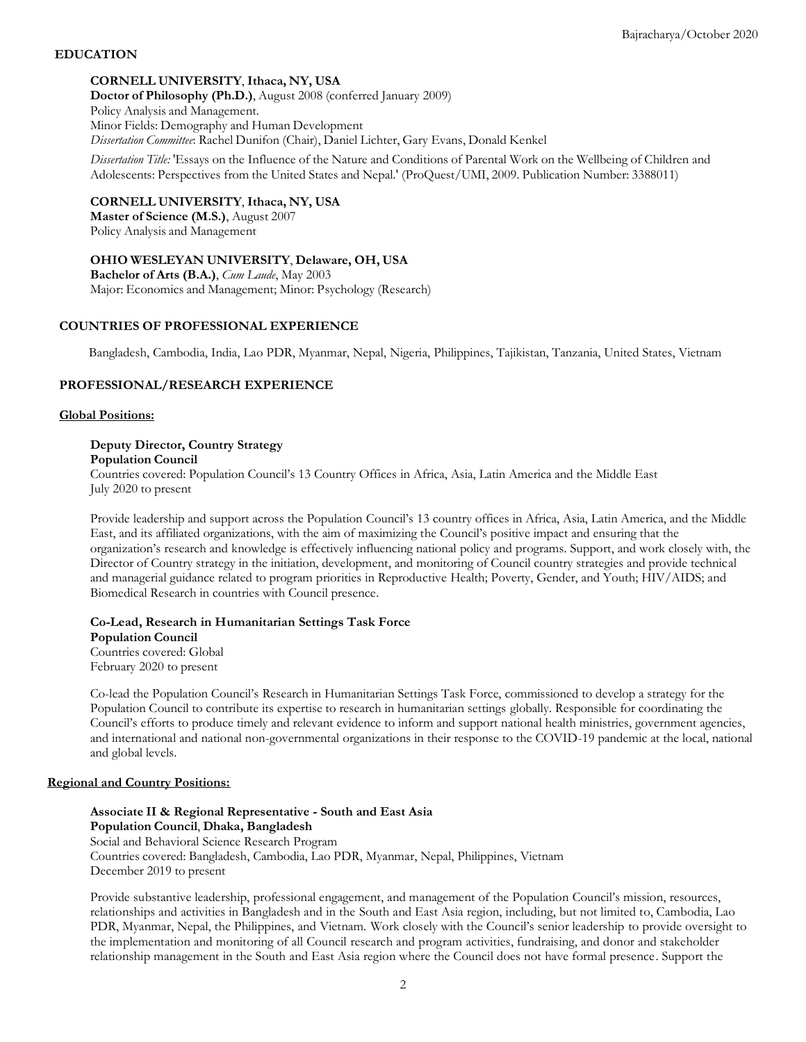## EDUCATION

**CORNELL UNIVERSITY, Ithaca, NY, USA**
**Doctor of Philosophy (Ph.D.)**, August 2008 (conferred January 2009)
Policy Analysis and Management.
Minor Fields: Demography and Human Development
*Dissertation Committee*: Rachel Dunifon (Chair), Daniel Lichter, Gary Evans, Donald Kenkel

*Dissertation Title:* 'Essays on the Influence of the Nature and Conditions of Parental Work on the Wellbeing of Children and Adolescents: Perspectives from the United States and Nepal.' (ProQuest/UMI, 2009. Publication Number: 3388011)

**CORNELL UNIVERSITY, Ithaca, NY, USA**
**Master of Science (M.S.)**, August 2007
Policy Analysis and Management

**OHIO WESLEYAN UNIVERSITY, Delaware, OH, USA**
**Bachelor of Arts (B.A.)**, *Cum Laude*, May 2003
Major: Economics and Management; Minor: Psychology (Research)

## COUNTRIES OF PROFESSIONAL EXPERIENCE

Bangladesh, Cambodia, India, Lao PDR, Myanmar, Nepal, Nigeria, Philippines, Tajikistan, Tanzania, United States, Vietnam

## PROFESSIONAL/RESEARCH EXPERIENCE

### Global Positions:

**Deputy Director, Country Strategy**
**Population Council**
Countries covered: Population Council's 13 Country Offices in Africa, Asia, Latin America and the Middle East
July 2020 to present

Provide leadership and support across the Population Council's 13 country offices in Africa, Asia, Latin America, and the Middle East, and its affiliated organizations, with the aim of maximizing the Council's positive impact and ensuring that the organization's research and knowledge is effectively influencing national policy and programs. Support, and work closely with, the Director of Country strategy in the initiation, development, and monitoring of Council country strategies and provide technical and managerial guidance related to program priorities in Reproductive Health; Poverty, Gender, and Youth; HIV/AIDS; and Biomedical Research in countries with Council presence.

**Co-Lead, Research in Humanitarian Settings Task Force**
**Population Council**
Countries covered: Global
February 2020 to present

Co-lead the Population Council's Research in Humanitarian Settings Task Force, commissioned to develop a strategy for the Population Council to contribute its expertise to research in humanitarian settings globally. Responsible for coordinating the Council's efforts to produce timely and relevant evidence to inform and support national health ministries, government agencies, and international and national non-governmental organizations in their response to the COVID-19 pandemic at the local, national and global levels.

### Regional and Country Positions:

**Associate II & Regional Representative - South and East Asia**
**Population Council, Dhaka, Bangladesh**
Social and Behavioral Science Research Program
Countries covered: Bangladesh, Cambodia, Lao PDR, Myanmar, Nepal, Philippines, Vietnam
December 2019 to present

Provide substantive leadership, professional engagement, and management of the Population Council's mission, resources, relationships and activities in Bangladesh and in the South and East Asia region, including, but not limited to, Cambodia, Lao PDR, Myanmar, Nepal, the Philippines, and Vietnam. Work closely with the Council's senior leadership to provide oversight to the implementation and monitoring of all Council research and program activities, fundraising, and donor and stakeholder relationship management in the South and East Asia region where the Council does not have formal presence. Support the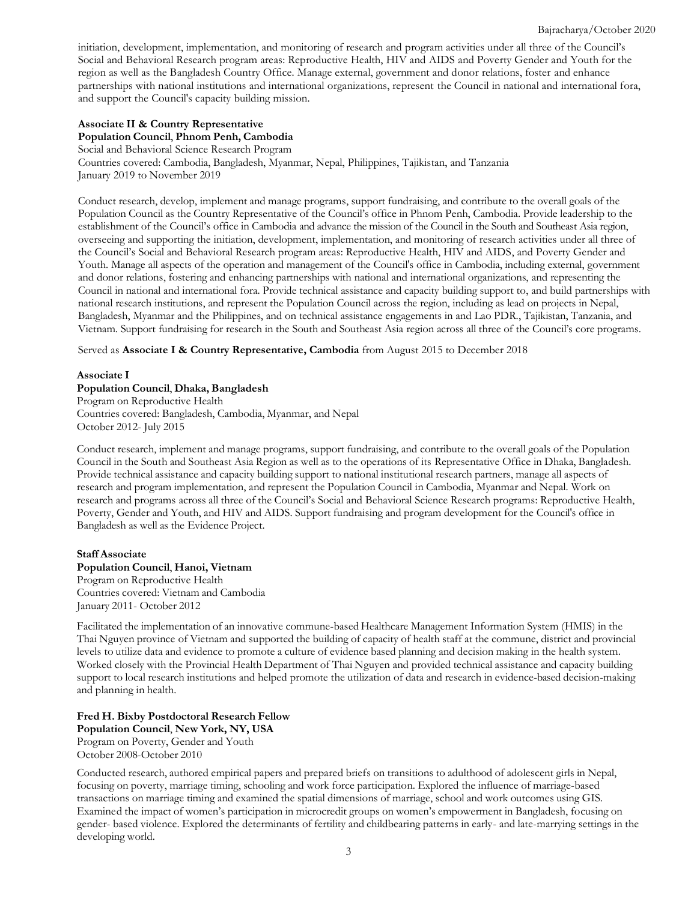initiation, development, implementation, and monitoring of research and program activities under all three of the Council's Social and Behavioral Research program areas: Reproductive Health, HIV and AIDS and Poverty Gender and Youth for the region as well as the Bangladesh Country Office. Manage external, government and donor relations, foster and enhance partnerships with national institutions and international organizations, represent the Council in national and international fora, and support the Council's capacity building mission.

**Associate II & Country Representative**
**Population Council**, **Phnom Penh, Cambodia**
Social and Behavioral Science Research Program
Countries covered: Cambodia, Bangladesh, Myanmar, Nepal, Philippines, Tajikistan, and Tanzania
January 2019 to November 2019

Conduct research, develop, implement and manage programs, support fundraising, and contribute to the overall goals of the Population Council as the Country Representative of the Council's office in Phnom Penh, Cambodia. Provide leadership to the establishment of the Council's office in Cambodia and advance the mission of the Council in the South and Southeast Asia region, overseeing and supporting the initiation, development, implementation, and monitoring of research activities under all three of the Council's Social and Behavioral Research program areas: Reproductive Health, HIV and AIDS, and Poverty Gender and Youth. Manage all aspects of the operation and management of the Council's office in Cambodia, including external, government and donor relations, fostering and enhancing partnerships with national and international organizations, and representing the Council in national and international fora. Provide technical assistance and capacity building support to, and build partnerships with national research institutions, and represent the Population Council across the region, including as lead on projects in Nepal, Bangladesh, Myanmar and the Philippines, and on technical assistance engagements in and Lao PDR., Tajikistan, Tanzania, and Vietnam. Support fundraising for research in the South and Southeast Asia region across all three of the Council's core programs.

Served as **Associate I & Country Representative, Cambodia** from August 2015 to December 2018

**Associate I**
**Population Council**, **Dhaka, Bangladesh**
Program on Reproductive Health
Countries covered: Bangladesh, Cambodia, Myanmar, and Nepal
October 2012- July 2015

Conduct research, implement and manage programs, support fundraising, and contribute to the overall goals of the Population Council in the South and Southeast Asia Region as well as to the operations of its Representative Office in Dhaka, Bangladesh. Provide technical assistance and capacity building support to national institutional research partners, manage all aspects of research and program implementation, and represent the Population Council in Cambodia, Myanmar and Nepal. Work on research and programs across all three of the Council's Social and Behavioral Science Research programs: Reproductive Health, Poverty, Gender and Youth, and HIV and AIDS. Support fundraising and program development for the Council's office in Bangladesh as well as the Evidence Project.

**Staff Associate**
**Population Council**, **Hanoi, Vietnam**
Program on Reproductive Health
Countries covered: Vietnam and Cambodia
January 2011- October 2012

Facilitated the implementation of an innovative commune-based Healthcare Management Information System (HMIS) in the Thai Nguyen province of Vietnam and supported the building of capacity of health staff at the commune, district and provincial levels to utilize data and evidence to promote a culture of evidence based planning and decision making in the health system. Worked closely with the Provincial Health Department of Thai Nguyen and provided technical assistance and capacity building support to local research institutions and helped promote the utilization of data and research in evidence-based decision-making and planning in health.

**Fred H. Bixby Postdoctoral Research Fellow**
**Population Council**, **New York, NY, USA**
Program on Poverty, Gender and Youth
October 2008-October 2010

Conducted research, authored empirical papers and prepared briefs on transitions to adulthood of adolescent girls in Nepal, focusing on poverty, marriage timing, schooling and work force participation. Explored the influence of marriage-based transactions on marriage timing and examined the spatial dimensions of marriage, school and work outcomes using GIS. Examined the impact of women's participation in microcredit groups on women's empowerment in Bangladesh, focusing on gender- based violence. Explored the determinants of fertility and childbearing patterns in early- and late-marrying settings in the developing world.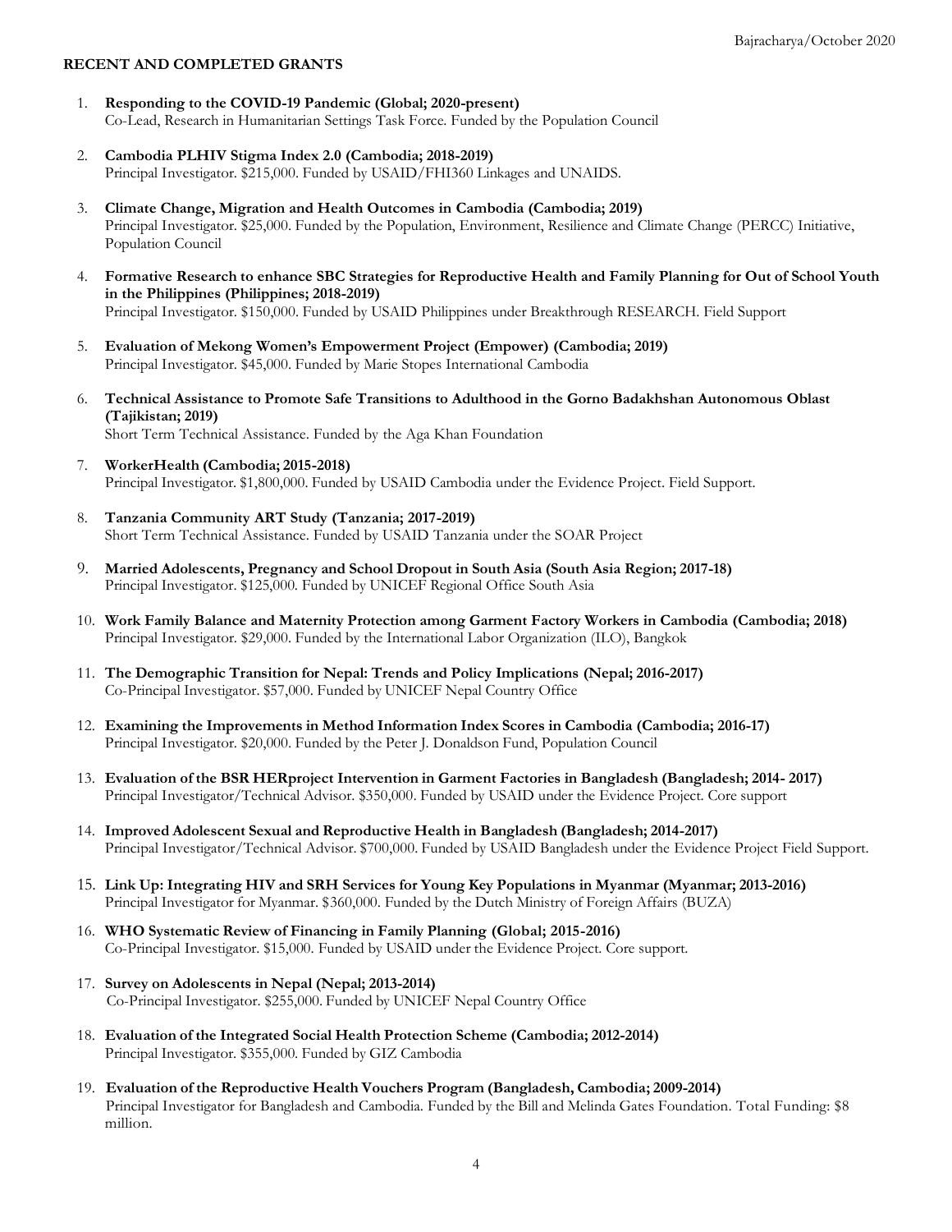**RECENT AND COMPLETED GRANTS**

1. **Responding to the COVID-19 Pandemic (Global; 2020-present)**
   Co-Lead, Research in Humanitarian Settings Task Force. Funded by the Population Council

2. **Cambodia PLHIV Stigma Index 2.0 (Cambodia; 2018-2019)**
   Principal Investigator. $215,000. Funded by USAID/FHI360 Linkages and UNAIDS.

3. **Climate Change, Migration and Health Outcomes in Cambodia (Cambodia; 2019)**
   Principal Investigator. $25,000. Funded by the Population, Environment, Resilience and Climate Change (PERCC) Initiative, Population Council

4. **Formative Research to enhance SBC Strategies for Reproductive Health and Family Planning for Out of School Youth in the Philippines (Philippines; 2018-2019)**
   Principal Investigator. $150,000. Funded by USAID Philippines under Breakthrough RESEARCH. Field Support

5. **Evaluation of Mekong Women's Empowerment Project (Empower) (Cambodia; 2019)**
   Principal Investigator. $45,000. Funded by Marie Stopes International Cambodia

6. **Technical Assistance to Promote Safe Transitions to Adulthood in the Gorno Badakhshan Autonomous Oblast (Tajikistan; 2019)**
   Short Term Technical Assistance. Funded by the Aga Khan Foundation

7. **WorkerHealth (Cambodia; 2015-2018)**
   Principal Investigator. $1,800,000. Funded by USAID Cambodia under the Evidence Project. Field Support.

8. **Tanzania Community ART Study (Tanzania; 2017-2019)**
   Short Term Technical Assistance. Funded by USAID Tanzania under the SOAR Project

9. **Married Adolescents, Pregnancy and School Dropout in South Asia (South Asia Region; 2017-18)**
   Principal Investigator. $125,000. Funded by UNICEF Regional Office South Asia

10. **Work Family Balance and Maternity Protection among Garment Factory Workers in Cambodia (Cambodia; 2018)**
    Principal Investigator. $29,000. Funded by the International Labor Organization (ILO), Bangkok

11. **The Demographic Transition for Nepal: Trends and Policy Implications (Nepal; 2016-2017)**
    Co-Principal Investigator. $57,000. Funded by UNICEF Nepal Country Office

12. **Examining the Improvements in Method Information Index Scores in Cambodia (Cambodia; 2016-17)**
    Principal Investigator. $20,000. Funded by the Peter J. Donaldson Fund, Population Council

13. **Evaluation of the BSR HERproject Intervention in Garment Factories in Bangladesh (Bangladesh; 2014- 2017)**
    Principal Investigator/Technical Advisor. $350,000. Funded by USAID under the Evidence Project. Core support

14. **Improved Adolescent Sexual and Reproductive Health in Bangladesh (Bangladesh; 2014-2017)**
    Principal Investigator/Technical Advisor. $700,000. Funded by USAID Bangladesh under the Evidence Project Field Support.

15. **Link Up: Integrating HIV and SRH Services for Young Key Populations in Myanmar (Myanmar; 2013-2016)**
    Principal Investigator for Myanmar. $360,000. Funded by the Dutch Ministry of Foreign Affairs (BUZA)

16. **WHO Systematic Review of Financing in Family Planning (Global; 2015-2016)**
    Co-Principal Investigator. $15,000. Funded by USAID under the Evidence Project. Core support.

17. **Survey on Adolescents in Nepal (Nepal; 2013-2014)**
    Co-Principal Investigator. $255,000. Funded by UNICEF Nepal Country Office

18. **Evaluation of the Integrated Social Health Protection Scheme (Cambodia; 2012-2014)**
    Principal Investigator. $355,000. Funded by GIZ Cambodia

19. **Evaluation of the Reproductive Health Vouchers Program (Bangladesh, Cambodia; 2009-2014)**
    Principal Investigator for Bangladesh and Cambodia. Funded by the Bill and Melinda Gates Foundation. Total Funding: $8 million.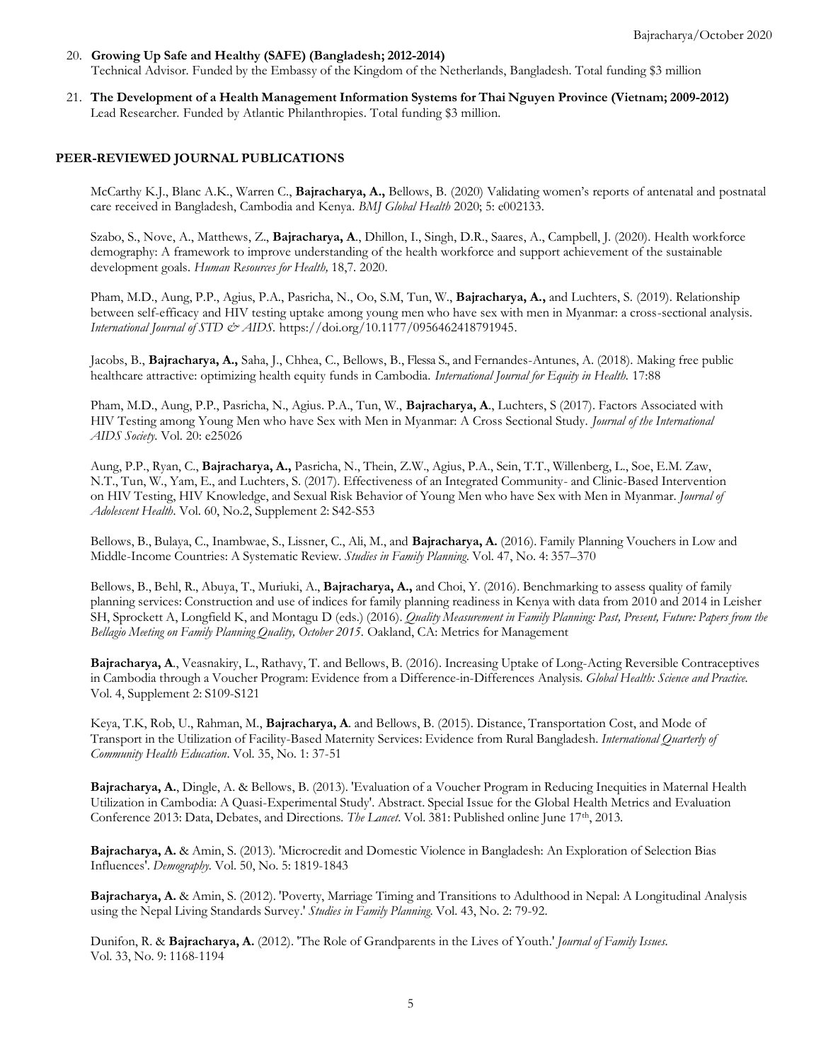20. **Growing Up Safe and Healthy (SAFE) (Bangladesh; 2012-2014)**
    Technical Advisor. Funded by the Embassy of the Kingdom of the Netherlands, Bangladesh. Total funding $3 million

21. **The Development of a Health Management Information Systems for Thai Nguyen Province (Vietnam; 2009-2012)**
    Lead Researcher. Funded by Atlantic Philanthropies. Total funding $3 million.

## PEER-REVIEWED JOURNAL PUBLICATIONS

McCarthy K.J., Blanc A.K., Warren C., **Bajracharya, A.,** Bellows, B. (2020) Validating women's reports of antenatal and postnatal care received in Bangladesh, Cambodia and Kenya. *BMJ Global Health* 2020; 5: e002133.

Szabo, S., Nove, A., Matthews, Z., **Bajracharya, A**., Dhillon, I., Singh, D.R., Saares, A., Campbell, J. (2020). Health workforce demography: A framework to improve understanding of the health workforce and support achievement of the sustainable development goals. *Human Resources for Health,* 18,7. 2020.

Pham, M.D., Aung, P.P., Agius, P.A., Pasricha, N., Oo, S.M, Tun, W., **Bajracharya, A.,** and Luchters, S. (2019). Relationship between self-efficacy and HIV testing uptake among young men who have sex with men in Myanmar: a cross-sectional analysis. *International Journal of STD & AIDS*. https://doi.org/10.1177/0956462418791945.

Jacobs, B., **Bajracharya, A.,** Saha, J., Chhea, C., Bellows, B., Flessa S., and Fernandes-Antunes, A. (2018). Making free public healthcare attractive: optimizing health equity funds in Cambodia. *International Journal for Equity in Health.* 17:88

Pham, M.D., Aung, P.P., Pasricha, N., Agius. P.A., Tun, W., **Bajracharya, A**., Luchters, S (2017). Factors Associated with HIV Testing among Young Men who have Sex with Men in Myanmar: A Cross Sectional Study. *Journal of the International AIDS Society*. Vol. 20: e25026

Aung, P.P., Ryan, C., **Bajracharya, A.,** Pasricha, N., Thein, Z.W., Agius, P.A., Sein, T.T., Willenberg, L., Soe, E.M. Zaw, N.T., Tun, W., Yam, E., and Luchters, S. (2017). Effectiveness of an Integrated Community- and Clinic-Based Intervention on HIV Testing, HIV Knowledge, and Sexual Risk Behavior of Young Men who have Sex with Men in Myanmar. *Journal of Adolescent Health*. Vol. 60, No.2, Supplement 2: S42-S53

Bellows, B., Bulaya, C., Inambwae, S., Lissner, C., Ali, M., and **Bajracharya, A.** (2016). Family Planning Vouchers in Low and Middle-Income Countries: A Systematic Review. *Studies in Family Planning*. Vol. 47, No. 4: 357–370

Bellows, B., Behl, R., Abuya, T., Muriuki, A., **Bajracharya, A.,** and Choi, Y. (2016). Benchmarking to assess quality of family planning services: Construction and use of indices for family planning readiness in Kenya with data from 2010 and 2014 in Leisher SH, Sprockett A, Longfield K, and Montagu D (eds.) (2016). *Quality Measurement in Family Planning: Past, Present, Future: Papers from the Bellagio Meeting on Family Planning Quality, October 2015*. Oakland, CA: Metrics for Management

**Bajracharya, A**., Veasnakiry, L., Rathavy, T. and Bellows, B. (2016). Increasing Uptake of Long-Acting Reversible Contraceptives in Cambodia through a Voucher Program: Evidence from a Difference-in-Differences Analysis. *Global Health: Science and Practice.* Vol. 4, Supplement 2: S109-S121

Keya, T.K, Rob, U., Rahman, M., **Bajracharya, A**. and Bellows, B. (2015). Distance, Transportation Cost, and Mode of Transport in the Utilization of Facility-Based Maternity Services: Evidence from Rural Bangladesh. *International Quarterly of Community Health Education*. Vol. 35, No. 1: 37-51

**Bajracharya, A**., Dingle, A. & Bellows, B. (2013). 'Evaluation of a Voucher Program in Reducing Inequities in Maternal Health Utilization in Cambodia: A Quasi-Experimental Study'. Abstract. Special Issue for the Global Health Metrics and Evaluation Conference 2013: Data, Debates, and Directions. *The Lancet*. Vol. 381: Published online June 17th, 2013.

**Bajracharya, A.** & Amin, S. (2013). 'Microcredit and Domestic Violence in Bangladesh: An Exploration of Selection Bias Influences'. *Demography.* Vol. 50, No. 5: 1819-1843

**Bajracharya, A.** & Amin, S. (2012). 'Poverty, Marriage Timing and Transitions to Adulthood in Nepal: A Longitudinal Analysis using the Nepal Living Standards Survey.' *Studies in Family Planning.* Vol. 43, No. 2: 79-92.

Dunifon, R. & **Bajracharya, A.** (2012). 'The Role of Grandparents in the Lives of Youth.' *Journal of Family Issues*. Vol. 33, No. 9: 1168-1194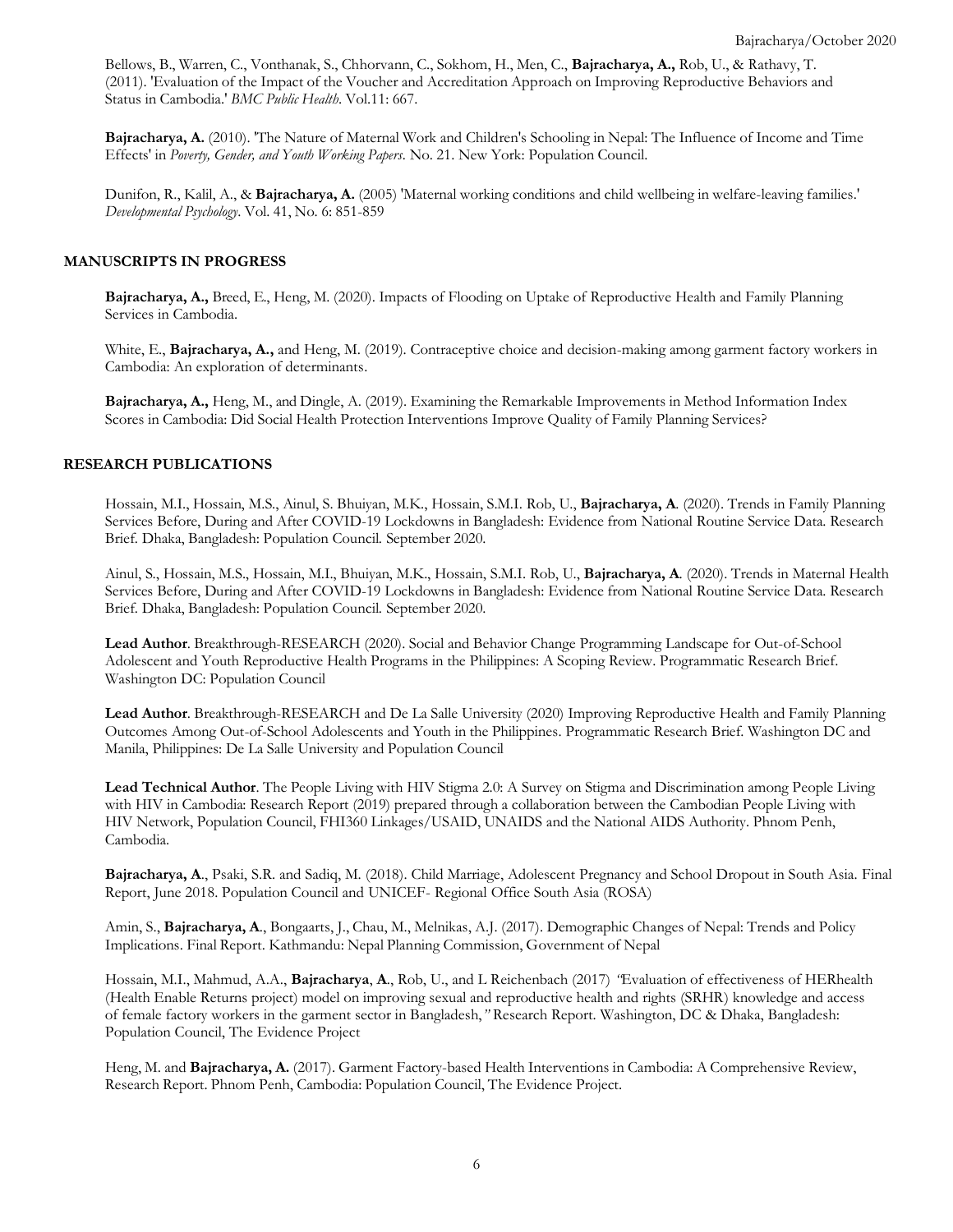Bellows, B., Warren, C., Vonthanak, S., Chhorvann, C., Sokhom, H., Men, C., **Bajracharya, A.,** Rob, U., & Rathavy, T. (2011). 'Evaluation of the Impact of the Voucher and Accreditation Approach on Improving Reproductive Behaviors and Status in Cambodia.' *BMC Public Health*. Vol.11: 667.

**Bajracharya, A.** (2010). 'The Nature of Maternal Work and Children's Schooling in Nepal: The Influence of Income and Time Effects' in *Poverty, Gender, and Youth Working Papers*. No. 21. New York: Population Council.

Dunifon, R., Kalil, A., & **Bajracharya, A.** (2005) 'Maternal working conditions and child wellbeing in welfare-leaving families.' *Developmental Psychology*. Vol. 41, No. 6: 851-859

## MANUSCRIPTS IN PROGRESS

**Bajracharya, A.,** Breed, E., Heng, M. (2020). Impacts of Flooding on Uptake of Reproductive Health and Family Planning Services in Cambodia.

White, E., **Bajracharya, A.,** and Heng, M. (2019). Contraceptive choice and decision-making among garment factory workers in Cambodia: An exploration of determinants.

**Bajracharya, A.,** Heng, M., and Dingle, A. (2019). Examining the Remarkable Improvements in Method Information Index Scores in Cambodia: Did Social Health Protection Interventions Improve Quality of Family Planning Services?

## RESEARCH PUBLICATIONS

Hossain, M.I., Hossain, M.S., Ainul, S. Bhuiyan, M.K., Hossain, S.M.I. Rob, U., **Bajracharya, A**. (2020). Trends in Family Planning Services Before, During and After COVID-19 Lockdowns in Bangladesh: Evidence from National Routine Service Data. Research Brief. Dhaka, Bangladesh: Population Council. September 2020.

Ainul, S., Hossain, M.S., Hossain, M.I., Bhuiyan, M.K., Hossain, S.M.I. Rob, U., **Bajracharya, A**. (2020). Trends in Maternal Health Services Before, During and After COVID-19 Lockdowns in Bangladesh: Evidence from National Routine Service Data. Research Brief. Dhaka, Bangladesh: Population Council. September 2020.

**Lead Author**. Breakthrough-RESEARCH (2020). Social and Behavior Change Programming Landscape for Out-of-School Adolescent and Youth Reproductive Health Programs in the Philippines: A Scoping Review. Programmatic Research Brief. Washington DC: Population Council

**Lead Author**. Breakthrough-RESEARCH and De La Salle University (2020) Improving Reproductive Health and Family Planning Outcomes Among Out-of-School Adolescents and Youth in the Philippines. Programmatic Research Brief. Washington DC and Manila, Philippines: De La Salle University and Population Council

**Lead Technical Author**. The People Living with HIV Stigma 2.0: A Survey on Stigma and Discrimination among People Living with HIV in Cambodia: Research Report (2019) prepared through a collaboration between the Cambodian People Living with HIV Network, Population Council, FHI360 Linkages/USAID, UNAIDS and the National AIDS Authority. Phnom Penh, Cambodia.

**Bajracharya, A**., Psaki, S.R. and Sadiq, M. (2018). Child Marriage, Adolescent Pregnancy and School Dropout in South Asia. Final Report, June 2018. Population Council and UNICEF- Regional Office South Asia (ROSA)

Amin, S., **Bajracharya, A**., Bongaarts, J., Chau, M., Melnikas, A.J. (2017). Demographic Changes of Nepal: Trends and Policy Implications. Final Report. Kathmandu: Nepal Planning Commission, Government of Nepal

Hossain, M.I., Mahmud, A.A., **Bajracharya**, **A**., Rob, U., and L Reichenbach (2017) *"*Evaluation of effectiveness of HERhealth (Health Enable Returns project) model on improving sexual and reproductive health and rights (SRHR) knowledge and access of female factory workers in the garment sector in Bangladesh,*"* Research Report. Washington, DC & Dhaka, Bangladesh: Population Council, The Evidence Project

Heng, M. and **Bajracharya, A.** (2017). Garment Factory-based Health Interventions in Cambodia: A Comprehensive Review, Research Report. Phnom Penh, Cambodia: Population Council, The Evidence Project.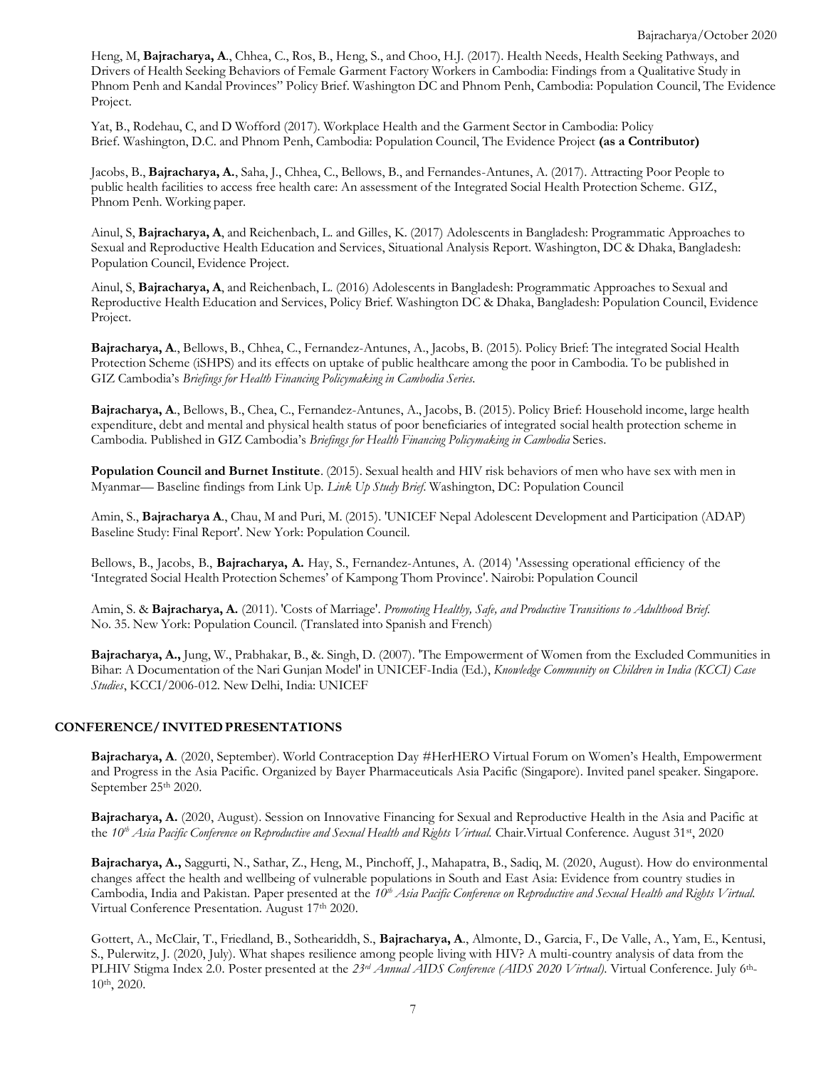Heng, M, **Bajracharya, A**., Chhea, C., Ros, B., Heng, S., and Choo, H.J. (2017). Health Needs, Health Seeking Pathways, and Drivers of Health Seeking Behaviors of Female Garment Factory Workers in Cambodia: Findings from a Qualitative Study in Phnom Penh and Kandal Provinces" Policy Brief. Washington DC and Phnom Penh, Cambodia: Population Council, The Evidence Project.

Yat, B., Rodehau, C, and D Wofford (2017). Workplace Health and the Garment Sector in Cambodia: Policy Brief. Washington, D.C. and Phnom Penh, Cambodia: Population Council, The Evidence Project **(as a Contributor)**

Jacobs, B., **Bajracharya, A.**, Saha, J., Chhea, C., Bellows, B., and Fernandes-Antunes, A. (2017). Attracting Poor People to public health facilities to access free health care: An assessment of the Integrated Social Health Protection Scheme. GIZ, Phnom Penh. Working paper.

Ainul, S, **Bajracharya, A**, and Reichenbach, L. and Gilles, K. (2017) Adolescents in Bangladesh: Programmatic Approaches to Sexual and Reproductive Health Education and Services, Situational Analysis Report. Washington, DC & Dhaka, Bangladesh: Population Council, Evidence Project.

Ainul, S, **Bajracharya, A**, and Reichenbach, L. (2016) Adolescents in Bangladesh: Programmatic Approaches to Sexual and Reproductive Health Education and Services, Policy Brief. Washington DC & Dhaka, Bangladesh: Population Council, Evidence Project.

**Bajracharya, A**., Bellows, B., Chhea, C., Fernandez-Antunes, A., Jacobs, B. (2015). Policy Brief: The integrated Social Health Protection Scheme (iSHPS) and its effects on uptake of public healthcare among the poor in Cambodia. To be published in GIZ Cambodia's *Briefings for Health Financing Policymaking in Cambodia Series*.

**Bajracharya, A**., Bellows, B., Chea, C., Fernandez-Antunes, A., Jacobs, B. (2015). Policy Brief: Household income, large health expenditure, debt and mental and physical health status of poor beneficiaries of integrated social health protection scheme in Cambodia. Published in GIZ Cambodia's *Briefings for Health Financing Policymaking in Cambodia* Series.

**Population Council and Burnet Institute**. (2015). Sexual health and HIV risk behaviors of men who have sex with men in Myanmar— Baseline findings from Link Up. *Link Up Study Brief*. Washington, DC: Population Council

Amin, S., **Bajracharya A**., Chau, M and Puri, M. (2015). 'UNICEF Nepal Adolescent Development and Participation (ADAP) Baseline Study: Final Report'. New York: Population Council.

Bellows, B., Jacobs, B., **Bajracharya, A.** Hay, S., Fernandez-Antunes, A. (2014) 'Assessing operational efficiency of the 'Integrated Social Health Protection Schemes' of Kampong Thom Province'. Nairobi: Population Council

Amin, S. & **Bajracharya, A.** (2011). 'Costs of Marriage'. *Promoting Healthy, Safe, and Productive Transitions to Adulthood Brief.* No. 35. New York: Population Council. (Translated into Spanish and French)

**Bajracharya, A.,** Jung, W., Prabhakar, B., &. Singh, D. (2007). 'The Empowerment of Women from the Excluded Communities in Bihar: A Documentation of the Nari Gunjan Model' in UNICEF-India (Ed.), *Knowledge Community on Children in India (KCCI) Case Studies*, KCCI/2006-012. New Delhi, India: UNICEF

## CONFERENCE/ INVITED PRESENTATIONS

**Bajracharya, A**. (2020, September). World Contraception Day #HerHERO Virtual Forum on Women's Health, Empowerment and Progress in the Asia Pacific. Organized by Bayer Pharmaceuticals Asia Pacific (Singapore). Invited panel speaker. Singapore. September 25th 2020.

**Bajracharya, A.** (2020, August). Session on Innovative Financing for Sexual and Reproductive Health in the Asia and Pacific at the *10th Asia Pacific Conference on Reproductive and Sexual Health and Rights Virtual.* Chair.Virtual Conference. August 31st, 2020

**Bajracharya, A.,** Saggurti, N., Sathar, Z., Heng, M., Pinchoff, J., Mahapatra, B., Sadiq, M. (2020, August). How do environmental changes affect the health and wellbeing of vulnerable populations in South and East Asia: Evidence from country studies in Cambodia, India and Pakistan. Paper presented at the *10th Asia Pacific Conference on Reproductive and Sexual Health and Rights Virtual.* Virtual Conference Presentation. August 17th 2020.

Gottert, A., McClair, T., Friedland, B., Sotheariddh, S., **Bajracharya, A**., Almonte, D., Garcia, F., De Valle, A., Yam, E., Kentusi, S., Pulerwitz, J. (2020, July). What shapes resilience among people living with HIV? A multi-country analysis of data from the PLHIV Stigma Index 2.0. Poster presented at the *23rd Annual AIDS Conference (AIDS 2020 Virtual).* Virtual Conference. July 6th-10th, 2020.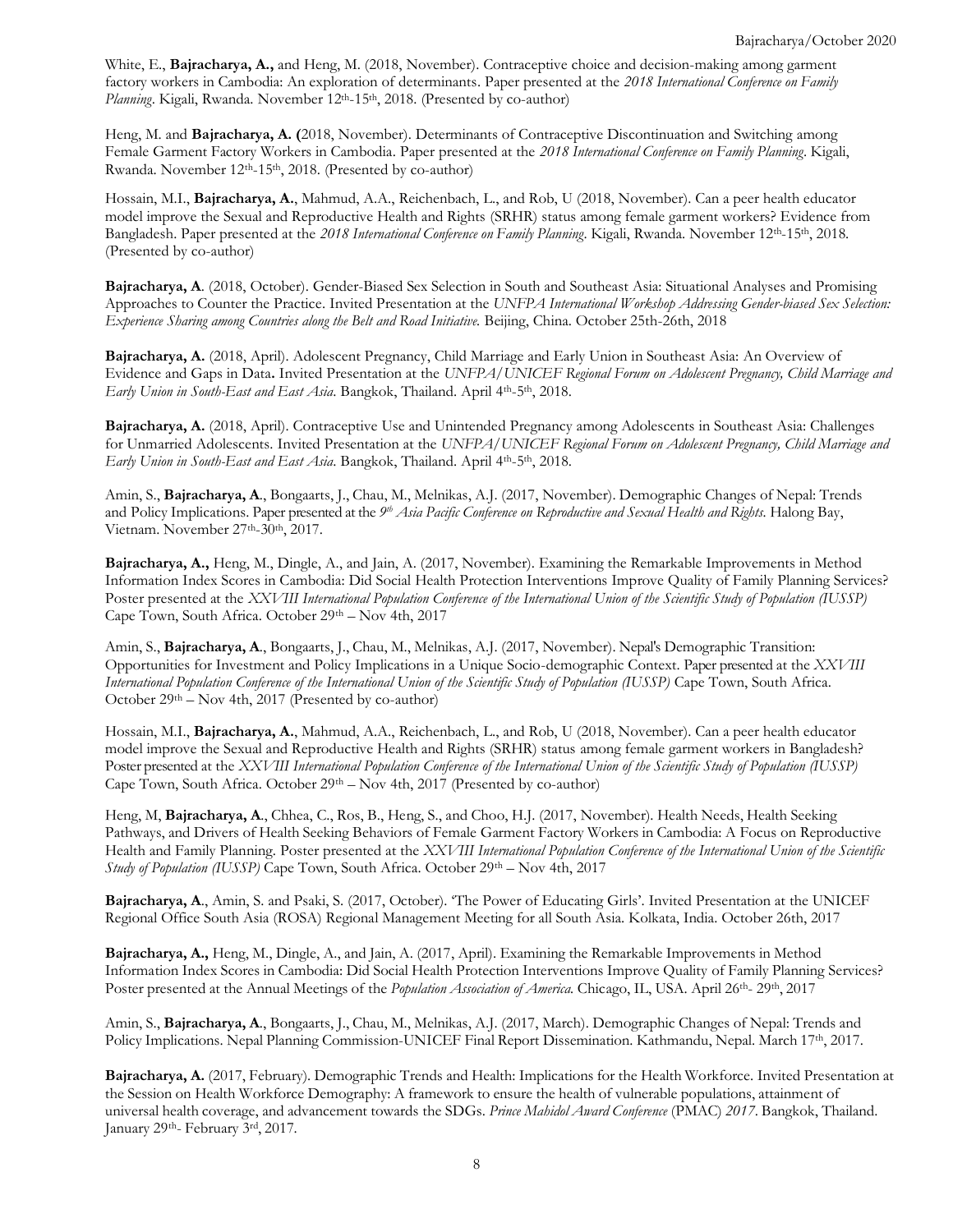White, E., **Bajracharya, A.,** and Heng, M. (2018, November). Contraceptive choice and decision-making among garment factory workers in Cambodia: An exploration of determinants. Paper presented at the *2018 International Conference on Family Planning*. Kigali, Rwanda. November 12th-15th, 2018. (Presented by co-author)

Heng, M. and **Bajracharya, A. (**2018, November). Determinants of Contraceptive Discontinuation and Switching among Female Garment Factory Workers in Cambodia. Paper presented at the *2018 International Conference on Family Planning*. Kigali, Rwanda. November 12th-15th, 2018. (Presented by co-author)

Hossain, M.I., **Bajracharya, A.**, Mahmud, A.A., Reichenbach, L., and Rob, U (2018, November). Can a peer health educator model improve the Sexual and Reproductive Health and Rights (SRHR) status among female garment workers? Evidence from Bangladesh. Paper presented at the *2018 International Conference on Family Planning*. Kigali, Rwanda. November 12th-15th, 2018. (Presented by co-author)

**Bajracharya, A**. (2018, October). Gender-Biased Sex Selection in South and Southeast Asia: Situational Analyses and Promising Approaches to Counter the Practice. Invited Presentation at the *UNFPA International Workshop Addressing Gender-biased Sex Selection: Experience Sharing among Countries along the Belt and Road Initiative.* Beijing, China. October 25th-26th, 2018

**Bajracharya, A.** (2018, April). Adolescent Pregnancy, Child Marriage and Early Union in Southeast Asia: An Overview of Evidence and Gaps in Data**.** Invited Presentation at the *UNFPA/UNICEF Regional Forum on Adolescent Pregnancy, Child Marriage and Early Union in South-East and East Asia*. Bangkok, Thailand. April 4th-5th, 2018.

**Bajracharya, A.** (2018, April). Contraceptive Use and Unintended Pregnancy among Adolescents in Southeast Asia: Challenges for Unmarried Adolescents. Invited Presentation at the *UNFPA/UNICEF Regional Forum on Adolescent Pregnancy, Child Marriage and Early Union in South-East and East Asia*. Bangkok, Thailand. April 4th-5th, 2018.

Amin, S., **Bajracharya, A**., Bongaarts, J., Chau, M., Melnikas, A.J. (2017, November). Demographic Changes of Nepal: Trends and Policy Implications. Paper presented at the *9th Asia Pacific Conference on Reproductive and Sexual Health and Rights.* Halong Bay, Vietnam. November 27th-30th, 2017.

**Bajracharya, A.,** Heng, M., Dingle, A., and Jain, A. (2017, November). Examining the Remarkable Improvements in Method Information Index Scores in Cambodia: Did Social Health Protection Interventions Improve Quality of Family Planning Services? Poster presented at the *XXVIII International Population Conference of the International Union of the Scientific Study of Population (IUSSP)* Cape Town, South Africa. October 29th – Nov 4th, 2017

Amin, S., **Bajracharya, A**., Bongaarts, J., Chau, M., Melnikas, A.J. (2017, November). Nepal's Demographic Transition: Opportunities for Investment and Policy Implications in a Unique Socio-demographic Context. Paper presented at the *XXVIII International Population Conference of the International Union of the Scientific Study of Population (IUSSP)* Cape Town, South Africa. October 29th – Nov 4th, 2017 (Presented by co-author)

Hossain, M.I., **Bajracharya, A.**, Mahmud, A.A., Reichenbach, L., and Rob, U (2018, November). Can a peer health educator model improve the Sexual and Reproductive Health and Rights (SRHR) status among female garment workers in Bangladesh? Poster presented at the *XXVIII International Population Conference of the International Union of the Scientific Study of Population (IUSSP)* Cape Town, South Africa. October 29th – Nov 4th, 2017 (Presented by co-author)

Heng, M, **Bajracharya, A**., Chhea, C., Ros, B., Heng, S., and Choo, H.J. (2017, November). Health Needs, Health Seeking Pathways, and Drivers of Health Seeking Behaviors of Female Garment Factory Workers in Cambodia: A Focus on Reproductive Health and Family Planning. Poster presented at the *XXVIII International Population Conference of the International Union of the Scientific Study of Population (IUSSP)* Cape Town, South Africa. October 29th – Nov 4th, 2017

**Bajracharya, A**., Amin, S. and Psaki, S. (2017, October). 'The Power of Educating Girls'. Invited Presentation at the UNICEF Regional Office South Asia (ROSA) Regional Management Meeting for all South Asia. Kolkata, India. October 26th, 2017

**Bajracharya, A.,** Heng, M., Dingle, A., and Jain, A. (2017, April). Examining the Remarkable Improvements in Method Information Index Scores in Cambodia: Did Social Health Protection Interventions Improve Quality of Family Planning Services? Poster presented at the Annual Meetings of the *Population Association of America.* Chicago, IL, USA. April 26th- 29th, 2017

Amin, S., **Bajracharya, A**., Bongaarts, J., Chau, M., Melnikas, A.J. (2017, March). Demographic Changes of Nepal: Trends and Policy Implications. Nepal Planning Commission-UNICEF Final Report Dissemination. Kathmandu, Nepal. March 17th, 2017.

**Bajracharya, A.** (2017, February). Demographic Trends and Health: Implications for the Health Workforce. Invited Presentation at the Session on Health Workforce Demography: A framework to ensure the health of vulnerable populations, attainment of universal health coverage, and advancement towards the SDGs. *Prince Mahidol Award Conference* (PMAC) *2017*. Bangkok, Thailand. January 29th- February 3rd, 2017.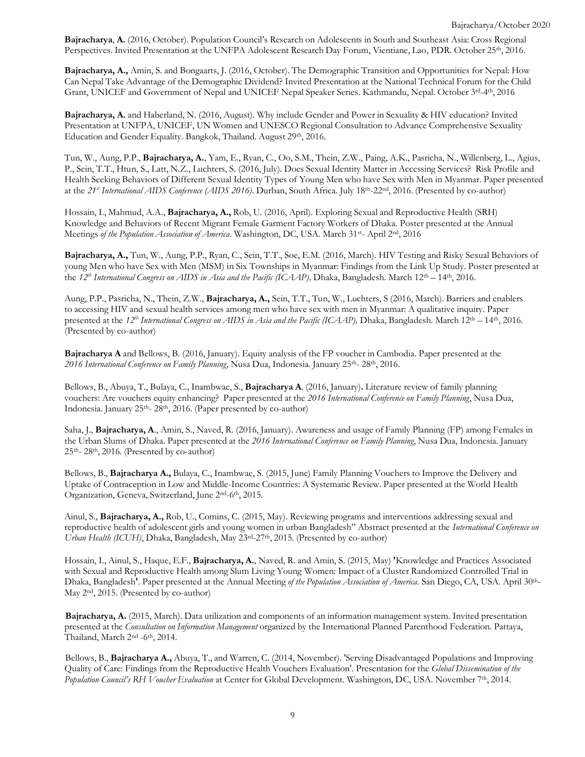**Bajracharya**, **A.** (2016, October). Population Council's Research on Adolescents in South and Southeast Asia: Cross Regional Perspectives. Invited Presentation at the UNFPA Adolescent Research Day Forum, Vientiane, Lao, PDR. October 25th, 2016.

**Bajracharya, A.,** Amin, S. and Bongaarts, J. (2016, October). The Demographic Transition and Opportunities for Nepal: How Can Nepal Take Advantage of the Demographic Dividend? Invited Presentation at the National Technical Forum for the Child Grant, UNICEF and Government of Nepal and UNICEF Nepal Speaker Series. Kathmandu, Nepal. October 3rd-4th, 2016

**Bajracharya, A.** and Haberland, N. (2016, August). Why include Gender and Power in Sexuality & HIV education? Invited Presentation at UNFPA, UNICEF, UN Women and UNESCO Regional Consultation to Advance Comprehensive Sexuality Education and Gender Equality. Bangkok, Thailand. August 29th, 2016.

Tun, W., Aung, P.P., **Bajracharya, A.**, Yam, E., Ryan, C., Oo, S.M., Thein, Z.W., Paing, A.K., Pasricha, N., Willenberg, L., Agius, P., Sein, T.T., Htun, S., Latt, N.Z., Luchters, S. (2016, July). Does Sexual Identity Matter in Accessing Services? Risk Profile and Health Seeking Behaviors of Different Sexual Identity Types of Young Men who have Sex with Men in Myanmar. Paper presented at the *21st International AIDS Conference (AIDS 2016)*. Durban, South Africa. July 18th-22nd, 2016. (Presented by co-author)

Hossain, I., Mahmud, A.A., **Bajracharya, A.,** Rob, U. (2016, April). Exploring Sexual and Reproductive Health (SRH) Knowledge and Behaviors of Recent Migrant Female Garment Factory Workers of Dhaka. Poster presented at the Annual Meetings *of the Population Association of America*. Washington, DC, USA. March 31st- April 2nd, 2016

**Bajracharya, A.,** Tun, W., Aung, P.P., Ryan, C., Sein, T.T., Soe, E.M. (2016, March). HIV Testing and Risky Sexual Behaviors of young Men who have Sex with Men (MSM) in Six Townships in Myanmar: Findings from the Link Up Study. Poster presented at the *12th International Congress on AIDS in Asia and the Pacific (ICAAP),* Dhaka, Bangladesh. March 12th – 14th, 2016.

Aung, P.P., Pasricha, N., Thein, Z.W., **Bajracharya, A.,** Sein, T.T., Tun, W., Luchters, S (2016, March). Barriers and enablers to accessing HIV and sexual health services among men who have sex with men in Myanmar: A qualitative inquiry. Paper presented at the *12th International Congress on AIDS in Asia and the Pacific (ICAAP),* Dhaka, Bangladesh. March 12th – 14th, 2016. (Presented by co-author)

**Bajracharya A** and Bellows, B. (2016, January). Equity analysis of the FP voucher in Cambodia. Paper presented at the *2016 International Conference on Family Planning*, Nusa Dua, Indonesia. January 25th- 28th, 2016.

Bellows, B., Abuya, T., Bulaya, C., Inambwae, S., **Bajracharya A**. (2016, January)**.** Literature review of family planning vouchers: Are vouchers equity enhancing? Paper presented at the *2016 International Conference on Family Planning*, Nusa Dua, Indonesia. January 25th- 28th, 2016. (Paper presented by co-author)

Saha, J., **Bajracharya, A**., Amin, S., Naved, R. (2016, January). Awareness and usage of Family Planning (FP) among Females in the Urban Slums of Dhaka. Paper presented at the *2016 International Conference on Family Planning*, Nusa Dua, Indonesia. January 25th- 28th, 2016. (Presented by co-author)

Bellows, B., **Bajracharya A.,** Bulaya, C., Inambwae, S. (2015, June) Family Planning Vouchers to Improve the Delivery and Uptake of Contraception in Low and Middle-Income Countries: A Systematic Review. Paper presented at the World Health Organization, Geneva, Switzerland, June 2nd-6th, 2015.

Ainul, S., **Bajracharya, A.,** Rob, U., Comins, C. (2015, May). Reviewing programs and interventions addressing sexual and reproductive health of adolescent girls and young women in urban Bangladesh" Abstract presented at the *International Conference on Urban Health (ICUH)*, Dhaka, Bangladesh, May 23rd-27th, 2015. (Presented by co-author)

Hossain, I., Ainul, S., Haque, E.F., **Bajracharya, A.**, Naved, R. and Amin, S. (2015, May) 'Knowledge and Practices Associated with Sexual and Reproductive Health among Slum Living Young Women: Impact of a Cluster Randomized Controlled Trial in Dhaka, Bangladesh'. Paper presented at the Annual Meeting *of the Population Association of America.* San Diego, CA, USA. April 30th- May 2nd, 2015. (Presented by co-author)

**Bajracharya, A.** (2015, March). Data utilization and components of an information management system. Invited presentation presented at the *Consultation on Information Management* organized by the International Planned Parenthood Federation. Pattaya, Thailand, March 2nd -6th, 2014.

Bellows, B., **Bajracharya A.,** Abuya, T., and Warren, C. (2014, November). 'Serving Disadvantaged Populations and Improving Quality of Care: Findings from the Reproductive Health Vouchers Evaluation'. Presentation for the *Global Dissemination of the Population Council's RH Voucher Evaluation* at Center for Global Development. Washington, DC, USA. November 7th, 2014.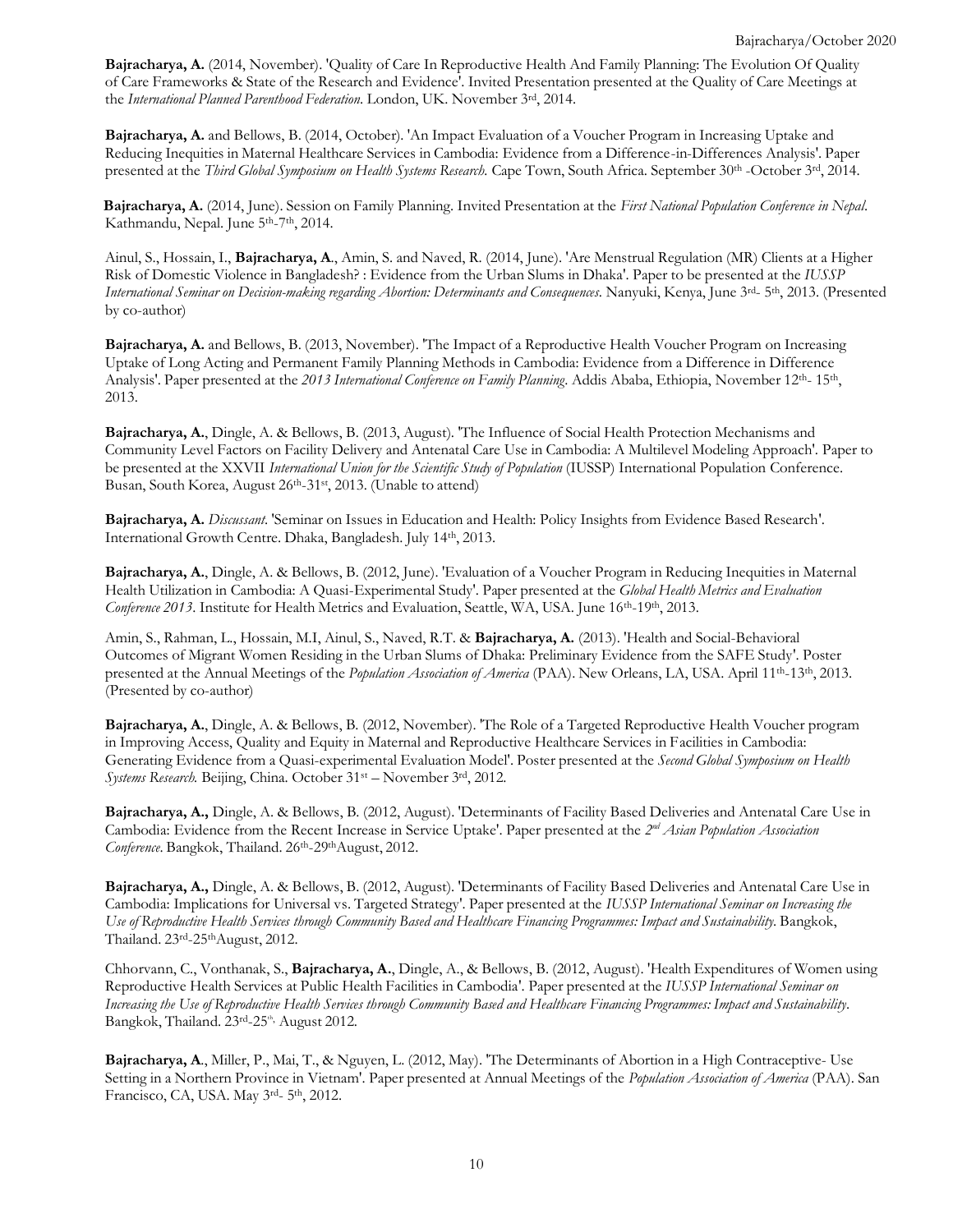**Bajracharya, A.** (2014, November). 'Quality of Care In Reproductive Health And Family Planning: The Evolution Of Quality of Care Frameworks & State of the Research and Evidence'. Invited Presentation presented at the Quality of Care Meetings at the *International Planned Parenthood Federation*. London, UK. November 3rd, 2014.

**Bajracharya, A.** and Bellows, B. (2014, October). 'An Impact Evaluation of a Voucher Program in Increasing Uptake and Reducing Inequities in Maternal Healthcare Services in Cambodia: Evidence from a Difference-in-Differences Analysis'. Paper presented at the *Third Global Symposium on Health Systems Research.* Cape Town, South Africa. September 30th -October 3rd, 2014.

**Bajracharya, A.** (2014, June). Session on Family Planning. Invited Presentation at the *First National Population Conference in Nepal*. Kathmandu, Nepal. June 5th-7th, 2014.

Ainul, S., Hossain, I., **Bajracharya, A**., Amin, S. and Naved, R. (2014, June). 'Are Menstrual Regulation (MR) Clients at a Higher Risk of Domestic Violence in Bangladesh? : Evidence from the Urban Slums in Dhaka'. Paper to be presented at the *IUSSP International Seminar on Decision-making regarding Abortion: Determinants and Consequences*. Nanyuki, Kenya, June 3rd- 5th, 2013. (Presented by co-author)

**Bajracharya, A.** and Bellows, B. (2013, November). 'The Impact of a Reproductive Health Voucher Program on Increasing Uptake of Long Acting and Permanent Family Planning Methods in Cambodia: Evidence from a Difference in Difference Analysis'. Paper presented at the *2013 International Conference on Family Planning*. Addis Ababa, Ethiopia, November 12th- 15th, 2013.

**Bajracharya, A.**, Dingle, A. & Bellows, B. (2013, August). 'The Influence of Social Health Protection Mechanisms and Community Level Factors on Facility Delivery and Antenatal Care Use in Cambodia: A Multilevel Modeling Approach'. Paper to be presented at the XXVII *International Union for the Scientific Study of Population* (IUSSP) International Population Conference. Busan, South Korea, August 26th-31st, 2013. (Unable to attend)

**Bajracharya, A.** *Discussant*. 'Seminar on Issues in Education and Health: Policy Insights from Evidence Based Research'. International Growth Centre. Dhaka, Bangladesh. July 14th, 2013.

**Bajracharya, A.**, Dingle, A. & Bellows, B. (2012, June). 'Evaluation of a Voucher Program in Reducing Inequities in Maternal Health Utilization in Cambodia: A Quasi-Experimental Study'. Paper presented at the *Global Health Metrics and Evaluation Conference 2013*. Institute for Health Metrics and Evaluation, Seattle, WA, USA. June 16th-19th, 2013.

Amin, S., Rahman, L., Hossain, M.I, Ainul, S., Naved, R.T. & **Bajracharya, A.** (2013). 'Health and Social-Behavioral Outcomes of Migrant Women Residing in the Urban Slums of Dhaka: Preliminary Evidence from the SAFE Study'. Poster presented at the Annual Meetings of the *Population Association of America* (PAA). New Orleans, LA, USA. April 11th-13th, 2013. (Presented by co-author)

**Bajracharya, A.**, Dingle, A. & Bellows, B. (2012, November). 'The Role of a Targeted Reproductive Health Voucher program in Improving Access, Quality and Equity in Maternal and Reproductive Healthcare Services in Facilities in Cambodia: Generating Evidence from a Quasi-experimental Evaluation Model'. Poster presented at the *Second Global Symposium on Health Systems Research.* Beijing, China. October 31st – November 3rd, 2012.

**Bajracharya, A.,** Dingle, A. & Bellows, B. (2012, August). 'Determinants of Facility Based Deliveries and Antenatal Care Use in Cambodia: Evidence from the Recent Increase in Service Uptake'. Paper presented at the *2nd Asian Population Association Conference*. Bangkok, Thailand. 26th-29th August, 2012.

**Bajracharya, A.,** Dingle, A. & Bellows, B. (2012, August). 'Determinants of Facility Based Deliveries and Antenatal Care Use in Cambodia: Implications for Universal vs. Targeted Strategy'. Paper presented at the *IUSSP International Seminar on Increasing the Use of Reproductive Health Services through Community Based and Healthcare Financing Programmes: Impact and Sustainability*. Bangkok, Thailand. 23rd-25th August, 2012.

Chhorvann, C., Vonthanak, S., **Bajracharya, A.**, Dingle, A., & Bellows, B. (2012, August). 'Health Expenditures of Women using Reproductive Health Services at Public Health Facilities in Cambodia'. Paper presented at the *IUSSP International Seminar on Increasing the Use of Reproductive Health Services through Community Based and Healthcare Financing Programmes: Impact and Sustainability*. Bangkok, Thailand. 23rd-25th, August 2012.

**Bajracharya, A**., Miller, P., Mai, T., & Nguyen, L. (2012, May). 'The Determinants of Abortion in a High Contraceptive- Use Setting in a Northern Province in Vietnam'. Paper presented at Annual Meetings of the *Population Association of America* (PAA). San Francisco, CA, USA. May 3rd- 5th, 2012.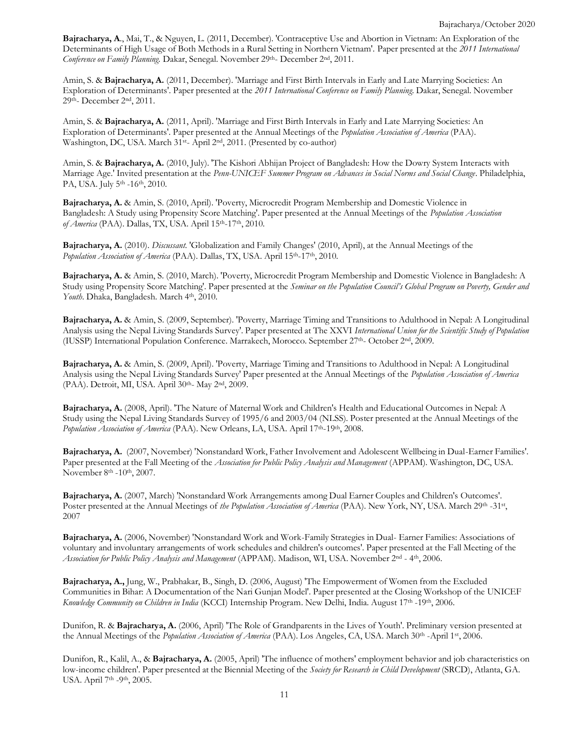**Bajracharya, A**., Mai, T., & Nguyen, L. (2011, December). 'Contraceptive Use and Abortion in Vietnam: An Exploration of the Determinants of High Usage of Both Methods in a Rural Setting in Northern Vietnam'. Paper presented at the *2011 International Conference on Family Planning.* Dakar, Senegal. November 29th- December 2nd, 2011.

Amin, S. & **Bajracharya, A.** (2011, December). 'Marriage and First Birth Intervals in Early and Late Marrying Societies: An Exploration of Determinants'. Paper presented at the *2011 International Conference on Family Planning.* Dakar, Senegal. November 29th- December 2nd, 2011.

Amin, S. & **Bajracharya, A.** (2011, April). 'Marriage and First Birth Intervals in Early and Late Marrying Societies: An Exploration of Determinants'. Paper presented at the Annual Meetings of the *Population Association of America* (PAA). Washington, DC, USA. March 31st- April 2nd, 2011. (Presented by co-author)

Amin, S. & **Bajracharya, A.** (2010, July). 'The Kishori Abhijan Project of Bangladesh: How the Dowry System Interacts with Marriage Age.' Invited presentation at the *Penn-UNICEF Summer Program on Advances in Social Norms and Social Change*. Philadelphia, PA, USA. July 5th -16th, 2010.

**Bajracharya, A.** & Amin, S. (2010, April). 'Poverty, Microcredit Program Membership and Domestic Violence in Bangladesh: A Study using Propensity Score Matching'. Paper presented at the Annual Meetings of the *Population Association of America* (PAA). Dallas, TX, USA. April 15th-17th, 2010.

**Bajracharya, A.** (2010). *Discussant.* 'Globalization and Family Changes' (2010, April), at the Annual Meetings of the *Population Association of America* (PAA). Dallas, TX, USA. April 15th-17th, 2010.

**Bajracharya, A.** & Amin, S. (2010, March). 'Poverty, Microcredit Program Membership and Domestic Violence in Bangladesh: A Study using Propensity Score Matching'. Paper presented at the *Seminar on the Population Council's Global Program on Poverty, Gender and Youth*. Dhaka, Bangladesh. March 4th, 2010.

**Bajracharya, A.** & Amin, S. (2009, September). 'Poverty, Marriage Timing and Transitions to Adulthood in Nepal: A Longitudinal Analysis using the Nepal Living Standards Survey'. Paper presented at The XXVI *International Union for the Scientific Study of Population* (IUSSP) International Population Conference. Marrakech, Morocco. September 27th- October 2nd, 2009.

**Bajracharya, A.** & Amin, S. (2009, April). 'Poverty, Marriage Timing and Transitions to Adulthood in Nepal: A Longitudinal Analysis using the Nepal Living Standards Survey' Paper presented at the Annual Meetings of the *Population Association of America* (PAA). Detroit, MI, USA. April 30th- May 2nd, 2009.

**Bajracharya, A.** (2008, April). 'The Nature of Maternal Work and Children's Health and Educational Outcomes in Nepal: A Study using the Nepal Living Standards Survey of 1995/6 and 2003/04 (NLSS). Poster presented at the Annual Meetings of the *Population Association of America* (PAA). New Orleans, LA, USA. April 17th-19th, 2008.

**Bajracharya, A.** (2007, November) 'Nonstandard Work, Father Involvement and Adolescent Wellbeing in Dual-Earner Families'. Paper presented at the Fall Meeting of the *Association for Public Policy Analysis and Management* (APPAM). Washington, DC, USA. November 8th -10th, 2007.

**Bajracharya, A.** (2007, March) 'Nonstandard Work Arrangements among Dual Earner Couples and Children's Outcomes'. Poster presented at the Annual Meetings of *the Population Association of America* (PAA). New York, NY, USA. March 29th -31st, 2007

**Bajracharya, A.** (2006, November) 'Nonstandard Work and Work-Family Strategies in Dual- Earner Families: Associations of voluntary and involuntary arrangements of work schedules and children's outcomes'. Paper presented at the Fall Meeting of the *Association for Public Policy Analysis and Management* (APPAM). Madison, WI, USA. November 2nd - 4th, 2006.

**Bajracharya, A.,** Jung, W., Prabhakar, B., Singh, D. (2006, August) 'The Empowerment of Women from the Excluded Communities in Bihar: A Documentation of the Nari Gunjan Model'. Paper presented at the Closing Workshop of the UNICEF *Knowledge Community on Children in India* (KCCI) Internship Program. New Delhi, India. August 17th -19th, 2006.

Dunifon, R. & **Bajracharya, A.** (2006, April) 'The Role of Grandparents in the Lives of Youth'. Preliminary version presented at the Annual Meetings of the *Population Association of America* (PAA). Los Angeles, CA, USA. March 30th -April 1st, 2006.

Dunifon, R., Kalil, A., & **Bajracharya, A.** (2005, April) 'The influence of mothers' employment behavior and job characteristics on low-income children'. Paper presented at the Biennial Meeting of the *Society for Research in Child Development* (SRCD), Atlanta, GA. USA. April 7th -9th, 2005.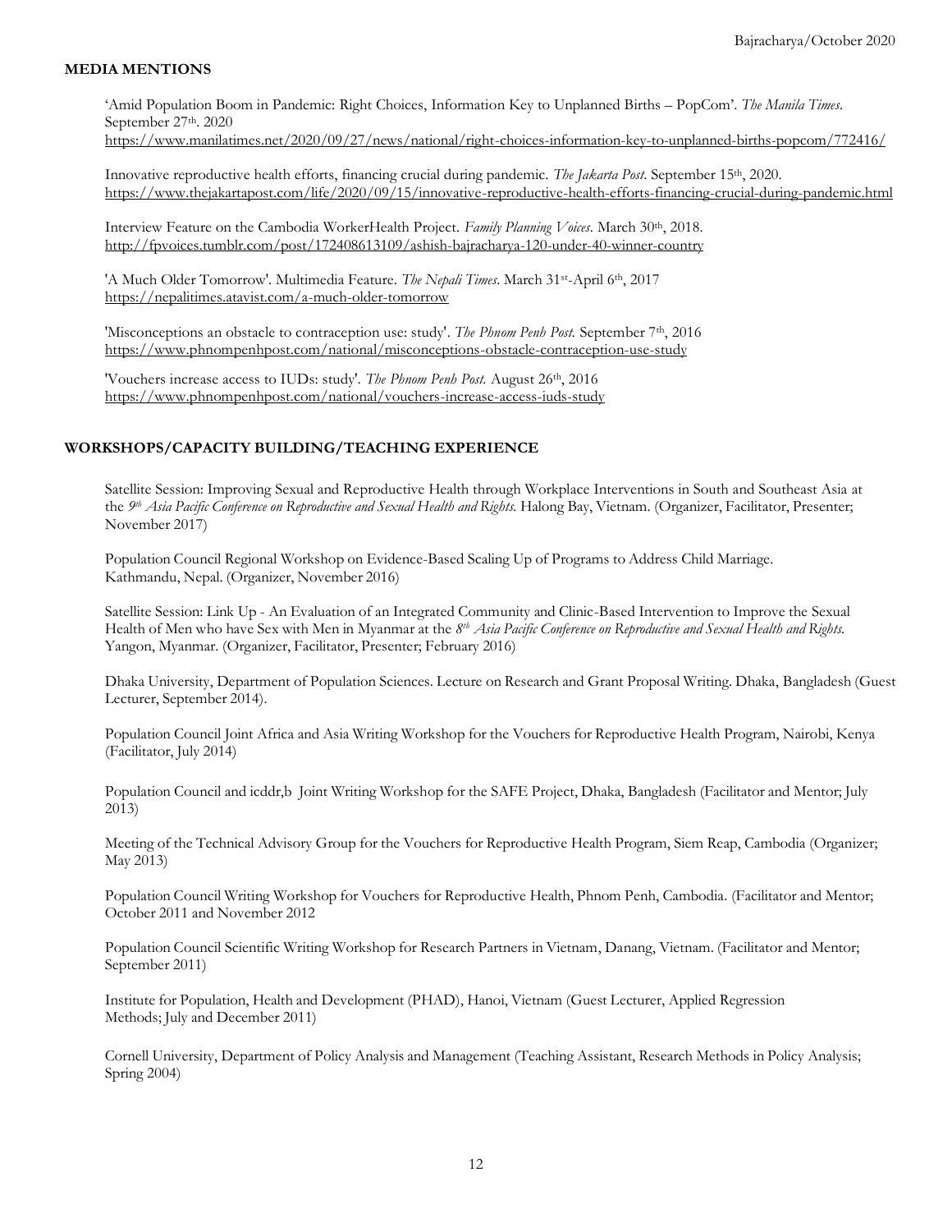## MEDIA MENTIONS

'Amid Population Boom in Pandemic: Right Choices, Information Key to Unplanned Births – PopCom'. *The Manila Times*. September 27th. 2020
https://www.manilatimes.net/2020/09/27/news/national/right-choices-information-key-to-unplanned-births-popcom/772416/

Innovative reproductive health efforts, financing crucial during pandemic. *The Jakarta Post*. September 15th, 2020.
https://www.thejakartapost.com/life/2020/09/15/innovative-reproductive-health-efforts-financing-crucial-during-pandemic.html

Interview Feature on the Cambodia WorkerHealth Project. *Family Planning Voices*. March 30th, 2018.
http://fpvoices.tumblr.com/post/172408613109/ashish-bajracharya-120-under-40-winner-country

'A Much Older Tomorrow'. Multimedia Feature. *The Nepali Times*. March 31st-April 6th, 2017
https://nepalitimes.atavist.com/a-much-older-tomorrow

'Misconceptions an obstacle to contraception use: study'. *The Phnom Penh Post*. September 7th, 2016
https://www.phnompenhpost.com/national/misconceptions-obstacle-contraception-use-study

'Vouchers increase access to IUDs: study'. *The Phnom Penh Post*. August 26th, 2016
https://www.phnompenhpost.com/national/vouchers-increase-access-iuds-study

## WORKSHOPS/CAPACITY BUILDING/TEACHING EXPERIENCE

Satellite Session: Improving Sexual and Reproductive Health through Workplace Interventions in South and Southeast Asia at the *9th Asia Pacific Conference on Reproductive and Sexual Health and Rights*. Halong Bay, Vietnam. (Organizer, Facilitator, Presenter; November 2017)

Population Council Regional Workshop on Evidence-Based Scaling Up of Programs to Address Child Marriage. Kathmandu, Nepal. (Organizer, November 2016)

Satellite Session: Link Up - An Evaluation of an Integrated Community and Clinic-Based Intervention to Improve the Sexual Health of Men who have Sex with Men in Myanmar at the *8th Asia Pacific Conference on Reproductive and Sexual Health and Rights*. Yangon, Myanmar. (Organizer, Facilitator, Presenter; February 2016)

Dhaka University, Department of Population Sciences. Lecture on Research and Grant Proposal Writing. Dhaka, Bangladesh (Guest Lecturer, September 2014).

Population Council Joint Africa and Asia Writing Workshop for the Vouchers for Reproductive Health Program, Nairobi, Kenya (Facilitator, July 2014)

Population Council and icddr,b Joint Writing Workshop for the SAFE Project, Dhaka, Bangladesh (Facilitator and Mentor; July 2013)

Meeting of the Technical Advisory Group for the Vouchers for Reproductive Health Program, Siem Reap, Cambodia (Organizer; May 2013)

Population Council Writing Workshop for Vouchers for Reproductive Health, Phnom Penh, Cambodia. (Facilitator and Mentor; October 2011 and November 2012

Population Council Scientific Writing Workshop for Research Partners in Vietnam, Danang, Vietnam. (Facilitator and Mentor; September 2011)

Institute for Population, Health and Development (PHAD), Hanoi, Vietnam (Guest Lecturer, Applied Regression Methods; July and December 2011)

Cornell University, Department of Policy Analysis and Management (Teaching Assistant, Research Methods in Policy Analysis; Spring 2004)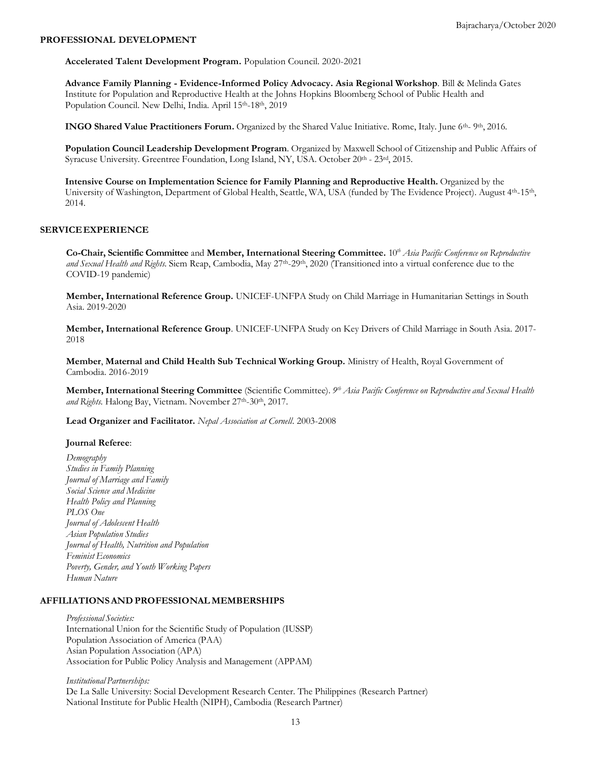## PROFESSIONAL DEVELOPMENT

**Accelerated Talent Development Program.** Population Council. 2020-2021

**Advance Family Planning - Evidence-Informed Policy Advocacy. Asia Regional Workshop**. Bill & Melinda Gates Institute for Population and Reproductive Health at the Johns Hopkins Bloomberg School of Public Health and Population Council. New Delhi, India. April 15th-18th, 2019

**INGO Shared Value Practitioners Forum.** Organized by the Shared Value Initiative. Rome, Italy. June 6th- 9th, 2016.

**Population Council Leadership Development Program**. Organized by Maxwell School of Citizenship and Public Affairs of Syracuse University. Greentree Foundation, Long Island, NY, USA. October 20th - 23rd, 2015.

**Intensive Course on Implementation Science for Family Planning and Reproductive Health.** Organized by the University of Washington, Department of Global Health, Seattle, WA, USA (funded by The Evidence Project). August 4th-15th, 2014.

## SERVICE EXPERIENCE

**Co-Chair, Scientific Committee** and **Member, International Steering Committee.** *10th Asia Pacific Conference on Reproductive and Sexual Health and Rights*. Siem Reap, Cambodia, May 27th-29th, 2020 (Transitioned into a virtual conference due to the COVID-19 pandemic)

**Member, International Reference Group.** UNICEF-UNFPA Study on Child Marriage in Humanitarian Settings in South Asia. 2019-2020

**Member, International Reference Group**. UNICEF-UNFPA Study on Key Drivers of Child Marriage in South Asia. 2017-2018

**Member**, **Maternal and Child Health Sub Technical Working Group.** Ministry of Health, Royal Government of Cambodia. 2016-2019

**Member, International Steering Committee** (Scientific Committee). *9th Asia Pacific Conference on Reproductive and Sexual Health and Rights.* Halong Bay, Vietnam. November 27th-30th, 2017.

**Lead Organizer and Facilitator.** *Nepal Association at Cornell*. 2003-2008

**Journal Referee**:

*Demography*
*Studies in Family Planning*
*Journal of Marriage and Family*
*Social Science and Medicine*
*Health Policy and Planning*
*PLOS One*
*Journal of Adolescent Health*
*Asian Population Studies*
*Journal of Health, Nutrition and Population*
*Feminist Economics*
*Poverty, Gender, and Youth Working Papers*
*Human Nature*

## AFFILIATIONS AND PROFESSIONAL MEMBERSHIPS

*Professional Societies:*
International Union for the Scientific Study of Population (IUSSP)
Population Association of America (PAA)
Asian Population Association (APA)
Association for Public Policy Analysis and Management (APPAM)

*Institutional Partnerships:*
De La Salle University: Social Development Research Center. The Philippines (Research Partner)
National Institute for Public Health (NIPH), Cambodia (Research Partner)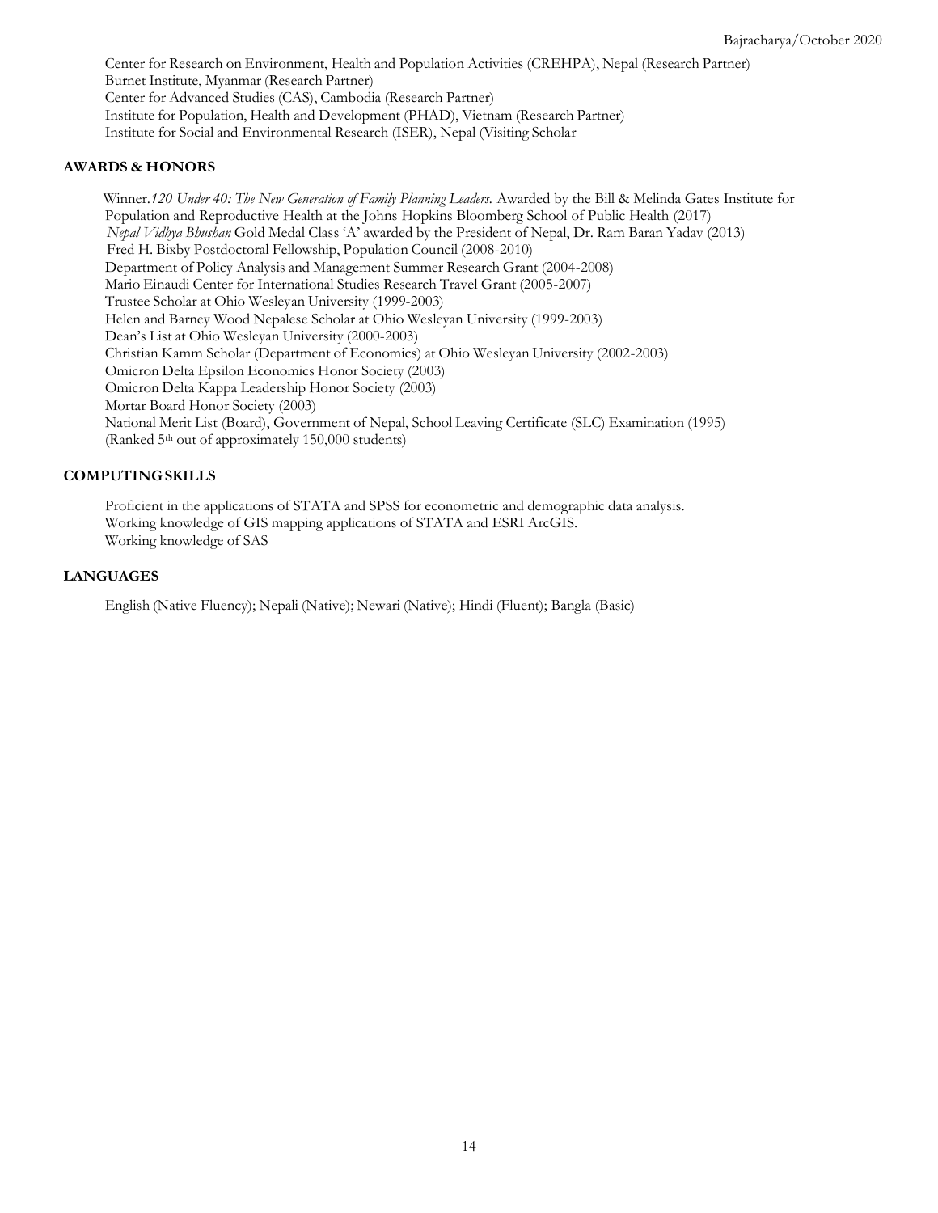Center for Research on Environment, Health and Population Activities (CREHPA), Nepal (Research Partner)
Burnet Institute, Myanmar (Research Partner)
Center for Advanced Studies (CAS), Cambodia (Research Partner)
Institute for Population, Health and Development (PHAD), Vietnam (Research Partner)
Institute for Social and Environmental Research (ISER), Nepal (Visiting Scholar

**AWARDS & HONORS**

Winner.*120 Under 40: The New Generation of Family Planning Leaders.* Awarded by the Bill & Melinda Gates Institute for Population and Reproductive Health at the Johns Hopkins Bloomberg School of Public Health (2017)
*Nepal Vidhya Bhushan* Gold Medal Class 'A' awarded by the President of Nepal, Dr. Ram Baran Yadav (2013)
Fred H. Bixby Postdoctoral Fellowship, Population Council (2008-2010)
Department of Policy Analysis and Management Summer Research Grant (2004-2008)
Mario Einaudi Center for International Studies Research Travel Grant (2005-2007)
Trustee Scholar at Ohio Wesleyan University (1999-2003)
Helen and Barney Wood Nepalese Scholar at Ohio Wesleyan University (1999-2003)
Dean's List at Ohio Wesleyan University (2000-2003)
Christian Kamm Scholar (Department of Economics) at Ohio Wesleyan University (2002-2003)
Omicron Delta Epsilon Economics Honor Society (2003)
Omicron Delta Kappa Leadership Honor Society (2003)
Mortar Board Honor Society (2003)
National Merit List (Board), Government of Nepal, School Leaving Certificate (SLC) Examination (1995)
(Ranked 5th out of approximately 150,000 students)

**COMPUTING SKILLS**

Proficient in the applications of STATA and SPSS for econometric and demographic data analysis.
Working knowledge of GIS mapping applications of STATA and ESRI ArcGIS.
Working knowledge of SAS

**LANGUAGES**

English (Native Fluency); Nepali (Native); Newari (Native); Hindi (Fluent); Bangla (Basic)